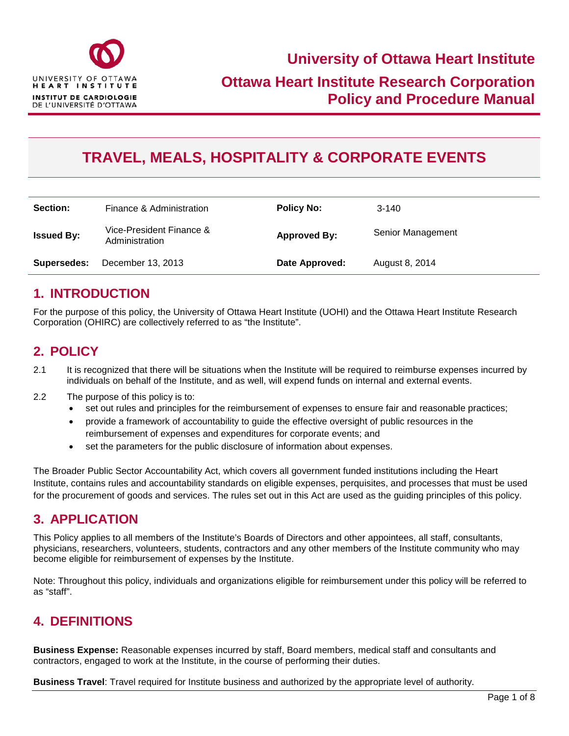# University of Ottawa Heart Institute

## Ottawa Heart Institute Research Corporation Policy and Procedure Manual

# TRAVEL, MEALS, HOSPITALITY & CORPORATE EVENTS

| **Section:** | Finance & Administration | **Policy No:** | 3-140 |
|---|---|---|---|
| **Issued By:** | Vice-President Finance & Administration | **Approved By:** | Senior Management |
| **Supersedes:** | December 13, 2013 | **Date Approved:** | August 8, 2014 |

## 1. INTRODUCTION

For the purpose of this policy, the University of Ottawa Heart Institute (UOHI) and the Ottawa Heart Institute Research Corporation (OHIRC) are collectively referred to as "the Institute".

## 2. POLICY

2.1 It is recognized that there will be situations when the Institute will be required to reimburse expenses incurred by individuals on behalf of the Institute, and as well, will expend funds on internal and external events.

2.2 The purpose of this policy is to:

- set out rules and principles for the reimbursement of expenses to ensure fair and reasonable practices;
- provide a framework of accountability to guide the effective oversight of public resources in the reimbursement of expenses and expenditures for corporate events; and
- set the parameters for the public disclosure of information about expenses.

The Broader Public Sector Accountability Act, which covers all government funded institutions including the Heart Institute, contains rules and accountability standards on eligible expenses, perquisites, and processes that must be used for the procurement of goods and services. The rules set out in this Act are used as the guiding principles of this policy.

## 3. APPLICATION

This Policy applies to all members of the Institute's Boards of Directors and other appointees, all staff, consultants, physicians, researchers, volunteers, students, contractors and any other members of the Institute community who may become eligible for reimbursement of expenses by the Institute.

Note: Throughout this policy, individuals and organizations eligible for reimbursement under this policy will be referred to as "staff".

## 4. DEFINITIONS

**Business Expense:** Reasonable expenses incurred by staff, Board members, medical staff and consultants and contractors, engaged to work at the Institute, in the course of performing their duties.

**Business Travel**: Travel required for Institute business and authorized by the appropriate level of authority.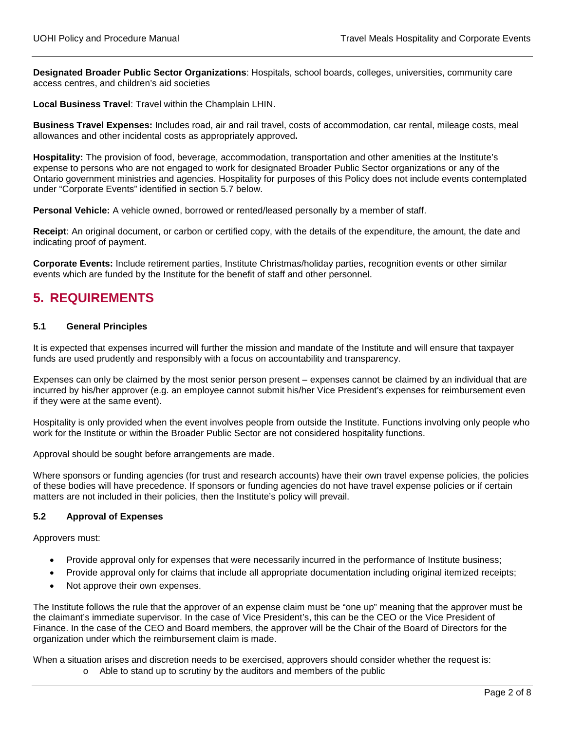**Designated Broader Public Sector Organizations**: Hospitals, school boards, colleges, universities, community care access centres, and children's aid societies

**Local Business Travel**: Travel within the Champlain LHIN.

**Business Travel Expenses:** Includes road, air and rail travel, costs of accommodation, car rental, mileage costs, meal allowances and other incidental costs as appropriately approved**.**

**Hospitality:** The provision of food, beverage, accommodation, transportation and other amenities at the Institute's expense to persons who are not engaged to work for designated Broader Public Sector organizations or any of the Ontario government ministries and agencies. Hospitality for purposes of this Policy does not include events contemplated under "Corporate Events" identified in section 5.7 below.

**Personal Vehicle:** A vehicle owned, borrowed or rented/leased personally by a member of staff.

**Receipt**: An original document, or carbon or certified copy, with the details of the expenditure, the amount, the date and indicating proof of payment.

**Corporate Events:** Include retirement parties, Institute Christmas/holiday parties, recognition events or other similar events which are funded by the Institute for the benefit of staff and other personnel.

# 5. REQUIREMENTS

### 5.1 General Principles

It is expected that expenses incurred will further the mission and mandate of the Institute and will ensure that taxpayer funds are used prudently and responsibly with a focus on accountability and transparency.

Expenses can only be claimed by the most senior person present – expenses cannot be claimed by an individual that are incurred by his/her approver (e.g. an employee cannot submit his/her Vice President's expenses for reimbursement even if they were at the same event).

Hospitality is only provided when the event involves people from outside the Institute. Functions involving only people who work for the Institute or within the Broader Public Sector are not considered hospitality functions.

Approval should be sought before arrangements are made.

Where sponsors or funding agencies (for trust and research accounts) have their own travel expense policies, the policies of these bodies will have precedence. If sponsors or funding agencies do not have travel expense policies or if certain matters are not included in their policies, then the Institute's policy will prevail.

### 5.2 Approval of Expenses

Approvers must:

- Provide approval only for expenses that were necessarily incurred in the performance of Institute business;
- Provide approval only for claims that include all appropriate documentation including original itemized receipts;
- Not approve their own expenses.

The Institute follows the rule that the approver of an expense claim must be "one up" meaning that the approver must be the claimant's immediate supervisor. In the case of Vice President's, this can be the CEO or the Vice President of Finance. In the case of the CEO and Board members, the approver will be the Chair of the Board of Directors for the organization under which the reimbursement claim is made.

When a situation arises and discretion needs to be exercised, approvers should consider whether the request is:

- o Able to stand up to scrutiny by the auditors and members of the public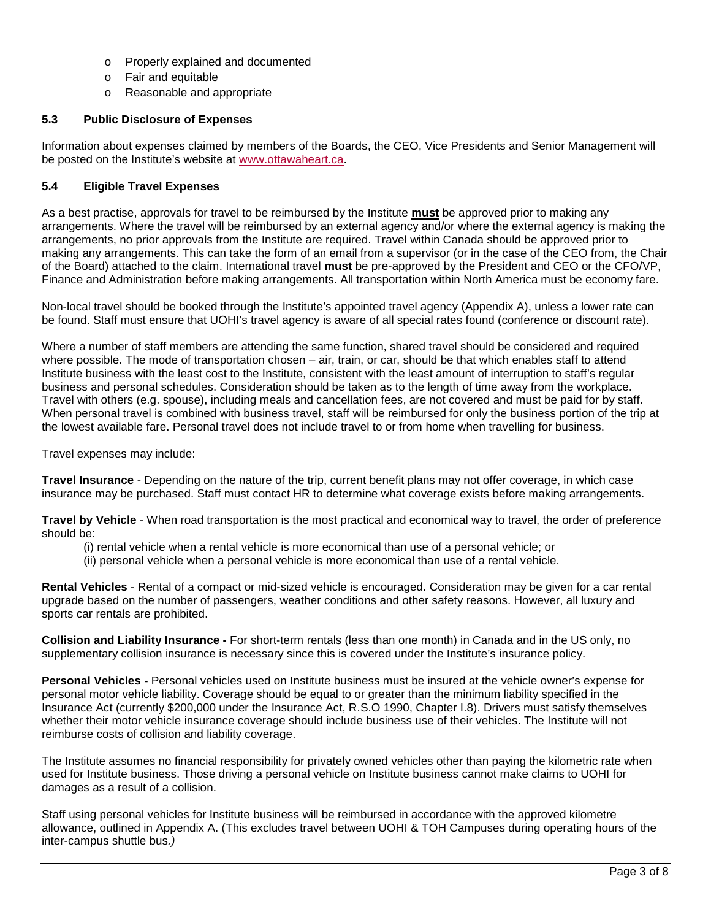- Properly explained and documented
- Fair and equitable
- Reasonable and appropriate

### 5.3 Public Disclosure of Expenses

Information about expenses claimed by members of the Boards, the CEO, Vice Presidents and Senior Management will be posted on the Institute's website at www.ottawaheart.ca.

### 5.4 Eligible Travel Expenses

As a best practise, approvals for travel to be reimbursed by the Institute **must** be approved prior to making any arrangements. Where the travel will be reimbursed by an external agency and/or where the external agency is making the arrangements, no prior approvals from the Institute are required. Travel within Canada should be approved prior to making any arrangements. This can take the form of an email from a supervisor (or in the case of the CEO from, the Chair of the Board) attached to the claim. International travel **must** be pre-approved by the President and CEO or the CFO/VP, Finance and Administration before making arrangements. All transportation within North America must be economy fare.

Non-local travel should be booked through the Institute's appointed travel agency (Appendix A), unless a lower rate can be found. Staff must ensure that UOHI's travel agency is aware of all special rates found (conference or discount rate).

Where a number of staff members are attending the same function, shared travel should be considered and required where possible. The mode of transportation chosen – air, train, or car, should be that which enables staff to attend Institute business with the least cost to the Institute, consistent with the least amount of interruption to staff's regular business and personal schedules. Consideration should be taken as to the length of time away from the workplace. Travel with others (e.g. spouse), including meals and cancellation fees, are not covered and must be paid for by staff. When personal travel is combined with business travel, staff will be reimbursed for only the business portion of the trip at the lowest available fare. Personal travel does not include travel to or from home when travelling for business.

Travel expenses may include:

**Travel Insurance** - Depending on the nature of the trip, current benefit plans may not offer coverage, in which case insurance may be purchased. Staff must contact HR to determine what coverage exists before making arrangements.

**Travel by Vehicle** - When road transportation is the most practical and economical way to travel, the order of preference should be:

(i) rental vehicle when a rental vehicle is more economical than use of a personal vehicle; or
(ii) personal vehicle when a personal vehicle is more economical than use of a rental vehicle.

**Rental Vehicles** - Rental of a compact or mid-sized vehicle is encouraged. Consideration may be given for a car rental upgrade based on the number of passengers, weather conditions and other safety reasons. However, all luxury and sports car rentals are prohibited.

**Collision and Liability Insurance -** For short-term rentals (less than one month) in Canada and in the US only, no supplementary collision insurance is necessary since this is covered under the Institute's insurance policy.

**Personal Vehicles -** Personal vehicles used on Institute business must be insured at the vehicle owner's expense for personal motor vehicle liability. Coverage should be equal to or greater than the minimum liability specified in the Insurance Act (currently $200,000 under the Insurance Act, R.S.O 1990, Chapter I.8). Drivers must satisfy themselves whether their motor vehicle insurance coverage should include business use of their vehicles. The Institute will not reimburse costs of collision and liability coverage.

The Institute assumes no financial responsibility for privately owned vehicles other than paying the kilometric rate when used for Institute business. Those driving a personal vehicle on Institute business cannot make claims to UOHI for damages as a result of a collision.

Staff using personal vehicles for Institute business will be reimbursed in accordance with the approved kilometre allowance, outlined in Appendix A. (This excludes travel between UOHI & TOH Campuses during operating hours of the inter-campus shuttle bus.)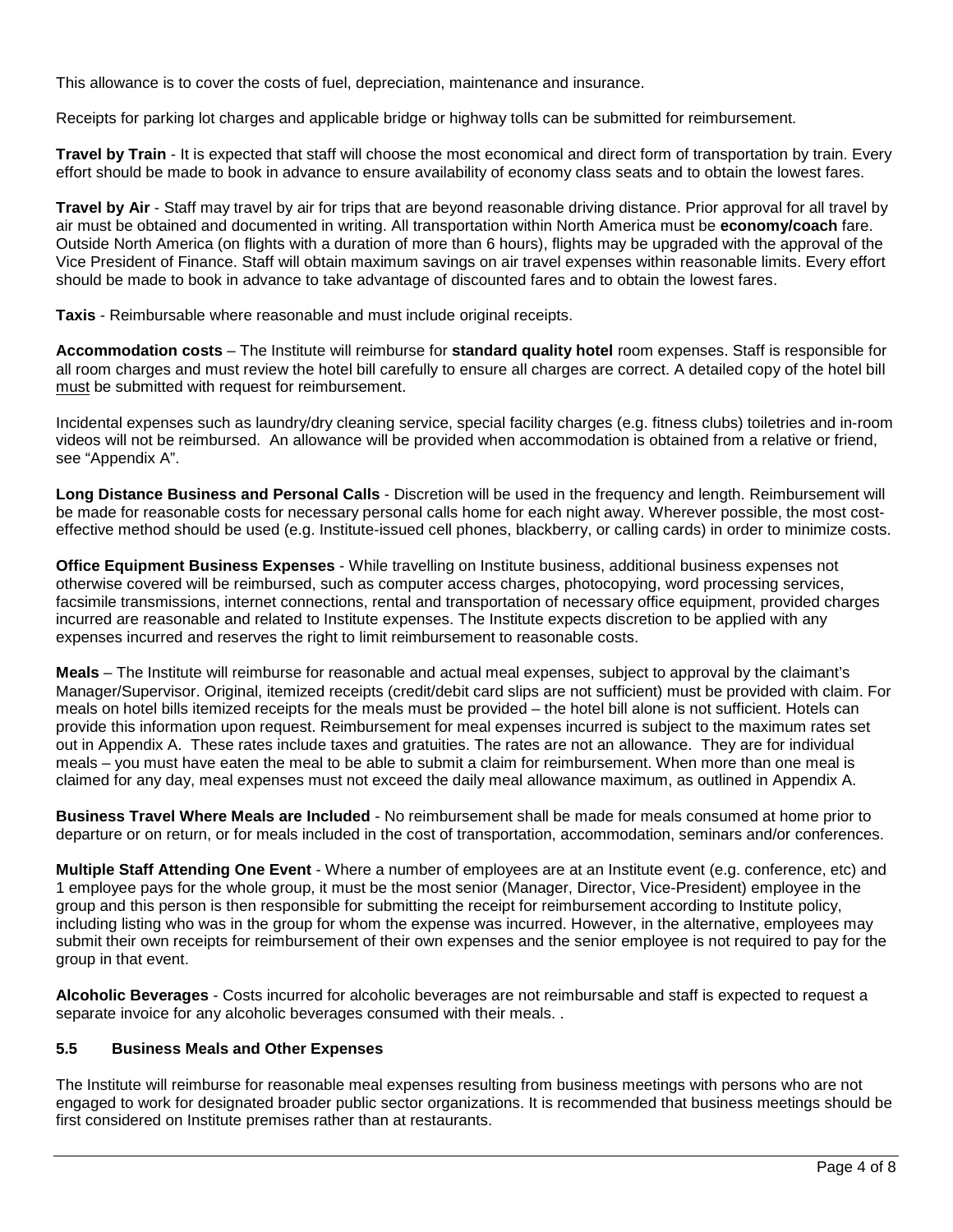This allowance is to cover the costs of fuel, depreciation, maintenance and insurance.

Receipts for parking lot charges and applicable bridge or highway tolls can be submitted for reimbursement.

**Travel by Train** - It is expected that staff will choose the most economical and direct form of transportation by train. Every effort should be made to book in advance to ensure availability of economy class seats and to obtain the lowest fares.

**Travel by Air** - Staff may travel by air for trips that are beyond reasonable driving distance. Prior approval for all travel by air must be obtained and documented in writing. All transportation within North America must be **economy/coach** fare. Outside North America (on flights with a duration of more than 6 hours), flights may be upgraded with the approval of the Vice President of Finance. Staff will obtain maximum savings on air travel expenses within reasonable limits. Every effort should be made to book in advance to take advantage of discounted fares and to obtain the lowest fares.

**Taxis** - Reimbursable where reasonable and must include original receipts.

**Accommodation costs** – The Institute will reimburse for **standard quality hotel** room expenses. Staff is responsible for all room charges and must review the hotel bill carefully to ensure all charges are correct. A detailed copy of the hotel bill must be submitted with request for reimbursement.

Incidental expenses such as laundry/dry cleaning service, special facility charges (e.g. fitness clubs) toiletries and in-room videos will not be reimbursed. An allowance will be provided when accommodation is obtained from a relative or friend, see "Appendix A".

**Long Distance Business and Personal Calls** - Discretion will be used in the frequency and length. Reimbursement will be made for reasonable costs for necessary personal calls home for each night away. Wherever possible, the most cost-effective method should be used (e.g. Institute-issued cell phones, blackberry, or calling cards) in order to minimize costs.

**Office Equipment Business Expenses** - While travelling on Institute business, additional business expenses not otherwise covered will be reimbursed, such as computer access charges, photocopying, word processing services, facsimile transmissions, internet connections, rental and transportation of necessary office equipment, provided charges incurred are reasonable and related to Institute expenses. The Institute expects discretion to be applied with any expenses incurred and reserves the right to limit reimbursement to reasonable costs.

**Meals** – The Institute will reimburse for reasonable and actual meal expenses, subject to approval by the claimant's Manager/Supervisor. Original, itemized receipts (credit/debit card slips are not sufficient) must be provided with claim. For meals on hotel bills itemized receipts for the meals must be provided – the hotel bill alone is not sufficient. Hotels can provide this information upon request. Reimbursement for meal expenses incurred is subject to the maximum rates set out in Appendix A. These rates include taxes and gratuities. The rates are not an allowance. They are for individual meals – you must have eaten the meal to be able to submit a claim for reimbursement. When more than one meal is claimed for any day, meal expenses must not exceed the daily meal allowance maximum, as outlined in Appendix A.

**Business Travel Where Meals are Included** - No reimbursement shall be made for meals consumed at home prior to departure or on return, or for meals included in the cost of transportation, accommodation, seminars and/or conferences.

**Multiple Staff Attending One Event** - Where a number of employees are at an Institute event (e.g. conference, etc) and 1 employee pays for the whole group, it must be the most senior (Manager, Director, Vice-President) employee in the group and this person is then responsible for submitting the receipt for reimbursement according to Institute policy, including listing who was in the group for whom the expense was incurred. However, in the alternative, employees may submit their own receipts for reimbursement of their own expenses and the senior employee is not required to pay for the group in that event.

**Alcoholic Beverages** - Costs incurred for alcoholic beverages are not reimbursable and staff is expected to request a separate invoice for any alcoholic beverages consumed with their meals. .

### 5.5 Business Meals and Other Expenses

The Institute will reimburse for reasonable meal expenses resulting from business meetings with persons who are not engaged to work for designated broader public sector organizations. It is recommended that business meetings should be first considered on Institute premises rather than at restaurants.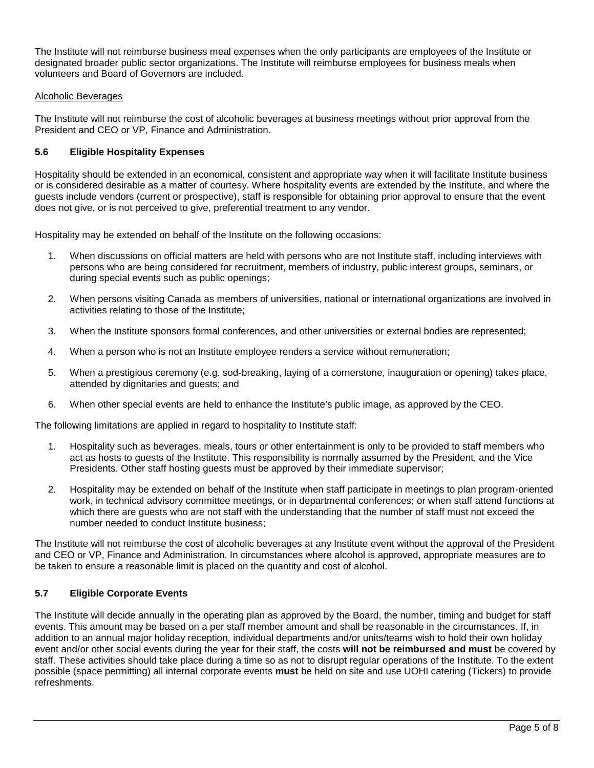The Institute will not reimburse business meal expenses when the only participants are employees of the Institute or designated broader public sector organizations. The Institute will reimburse employees for business meals when volunteers and Board of Governors are included.

Alcoholic Beverages

The Institute will not reimburse the cost of alcoholic beverages at business meetings without prior approval from the President and CEO or VP, Finance and Administration.

### 5.6 Eligible Hospitality Expenses

Hospitality should be extended in an economical, consistent and appropriate way when it will facilitate Institute business or is considered desirable as a matter of courtesy. Where hospitality events are extended by the Institute, and where the guests include vendors (current or prospective), staff is responsible for obtaining prior approval to ensure that the event does not give, or is not perceived to give, preferential treatment to any vendor.

Hospitality may be extended on behalf of the Institute on the following occasions:

1. When discussions on official matters are held with persons who are not Institute staff, including interviews with persons who are being considered for recruitment, members of industry, public interest groups, seminars, or during special events such as public openings;
2. When persons visiting Canada as members of universities, national or international organizations are involved in activities relating to those of the Institute;
3. When the Institute sponsors formal conferences, and other universities or external bodies are represented;
4. When a person who is not an Institute employee renders a service without remuneration;
5. When a prestigious ceremony (e.g. sod-breaking, laying of a cornerstone, inauguration or opening) takes place, attended by dignitaries and guests; and
6. When other special events are held to enhance the Institute's public image, as approved by the CEO.

The following limitations are applied in regard to hospitality to Institute staff:

1. Hospitality such as beverages, meals, tours or other entertainment is only to be provided to staff members who act as hosts to guests of the Institute. This responsibility is normally assumed by the President, and the Vice Presidents. Other staff hosting guests must be approved by their immediate supervisor;
2. Hospitality may be extended on behalf of the Institute when staff participate in meetings to plan program-oriented work, in technical advisory committee meetings, or in departmental conferences; or when staff attend functions at which there are guests who are not staff with the understanding that the number of staff must not exceed the number needed to conduct Institute business;

The Institute will not reimburse the cost of alcoholic beverages at any Institute event without the approval of the President and CEO or VP, Finance and Administration. In circumstances where alcohol is approved, appropriate measures are to be taken to ensure a reasonable limit is placed on the quantity and cost of alcohol.

### 5.7 Eligible Corporate Events

The Institute will decide annually in the operating plan as approved by the Board, the number, timing and budget for staff events. This amount may be based on a per staff member amount and shall be reasonable in the circumstances. If, in addition to an annual major holiday reception, individual departments and/or units/teams wish to hold their own holiday event and/or other social events during the year for their staff, the costs **will not be reimbursed and must** be covered by staff. These activities should take place during a time so as not to disrupt regular operations of the Institute. To the extent possible (space permitting) all internal corporate events **must** be held on site and use UOHI catering (Tickers) to provide refreshments.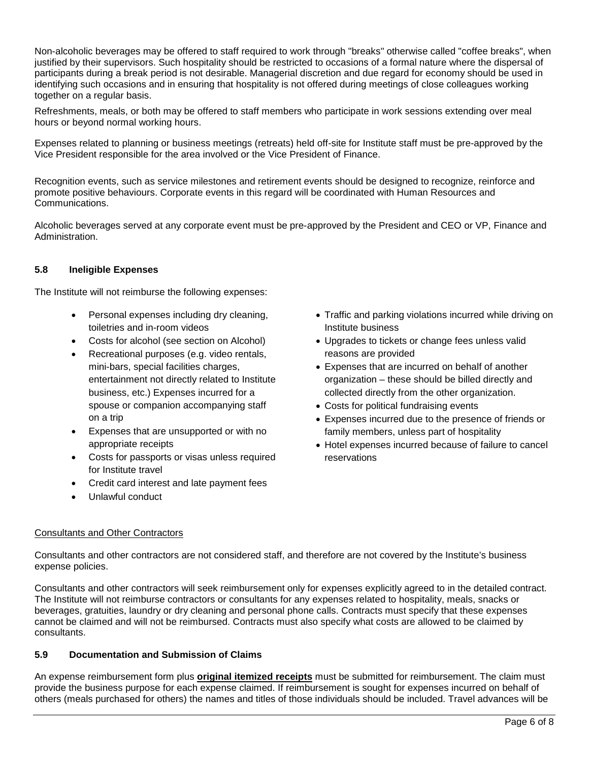Non-alcoholic beverages may be offered to staff required to work through "breaks" otherwise called "coffee breaks", when justified by their supervisors. Such hospitality should be restricted to occasions of a formal nature where the dispersal of participants during a break period is not desirable. Managerial discretion and due regard for economy should be used in identifying such occasions and in ensuring that hospitality is not offered during meetings of close colleagues working together on a regular basis.

Refreshments, meals, or both may be offered to staff members who participate in work sessions extending over meal hours or beyond normal working hours.

Expenses related to planning or business meetings (retreats) held off-site for Institute staff must be pre-approved by the Vice President responsible for the area involved or the Vice President of Finance.

Recognition events, such as service milestones and retirement events should be designed to recognize, reinforce and promote positive behaviours. Corporate events in this regard will be coordinated with Human Resources and Communications.

Alcoholic beverages served at any corporate event must be pre-approved by the President and CEO or VP, Finance and Administration.

### 5.8 Ineligible Expenses

The Institute will not reimburse the following expenses:

- Personal expenses including dry cleaning, toiletries and in-room videos
- Costs for alcohol (see section on Alcohol)
- Recreational purposes (e.g. video rentals, mini-bars, special facilities charges, entertainment not directly related to Institute business, etc.) Expenses incurred for a spouse or companion accompanying staff on a trip
- Expenses that are unsupported or with no appropriate receipts
- Costs for passports or visas unless required for Institute travel
- Credit card interest and late payment fees
- Unlawful conduct
- Traffic and parking violations incurred while driving on Institute business
- Upgrades to tickets or change fees unless valid reasons are provided
- Expenses that are incurred on behalf of another organization – these should be billed directly and collected directly from the other organization.
- Costs for political fundraising events
- Expenses incurred due to the presence of friends or family members, unless part of hospitality
- Hotel expenses incurred because of failure to cancel reservations

Consultants and Other Contractors

Consultants and other contractors are not considered staff, and therefore are not covered by the Institute's business expense policies.

Consultants and other contractors will seek reimbursement only for expenses explicitly agreed to in the detailed contract. The Institute will not reimburse contractors or consultants for any expenses related to hospitality, meals, snacks or beverages, gratuities, laundry or dry cleaning and personal phone calls. Contracts must specify that these expenses cannot be claimed and will not be reimbursed. Contracts must also specify what costs are allowed to be claimed by consultants.

### 5.9 Documentation and Submission of Claims

An expense reimbursement form plus **original itemized receipts** must be submitted for reimbursement. The claim must provide the business purpose for each expense claimed. If reimbursement is sought for expenses incurred on behalf of others (meals purchased for others) the names and titles of those individuals should be included. Travel advances will be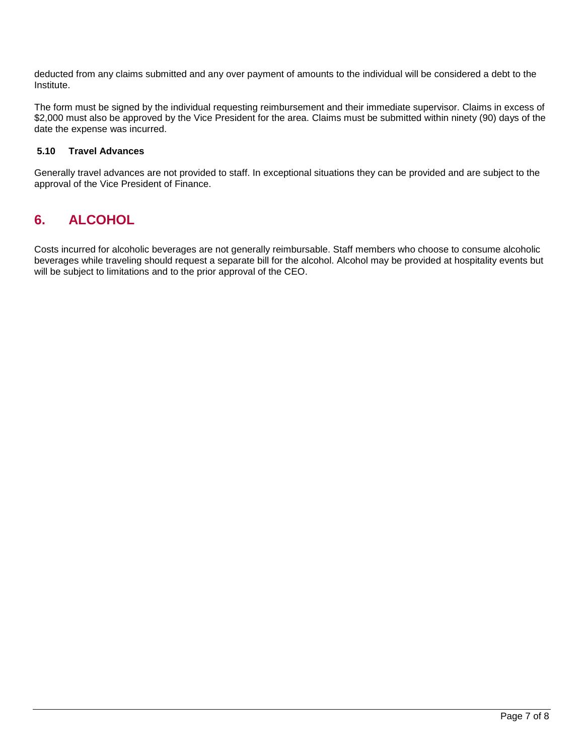deducted from any claims submitted and any over payment of amounts to the individual will be considered a debt to the Institute.

The form must be signed by the individual requesting reimbursement and their immediate supervisor. Claims in excess of $2,000 must also be approved by the Vice President for the area. Claims must be submitted within ninety (90) days of the date the expense was incurred.

### 5.10 Travel Advances

Generally travel advances are not provided to staff. In exceptional situations they can be provided and are subject to the approval of the Vice President of Finance.

## 6. ALCOHOL

Costs incurred for alcoholic beverages are not generally reimbursable. Staff members who choose to consume alcoholic beverages while traveling should request a separate bill for the alcohol. Alcohol may be provided at hospitality events but will be subject to limitations and to the prior approval of the CEO.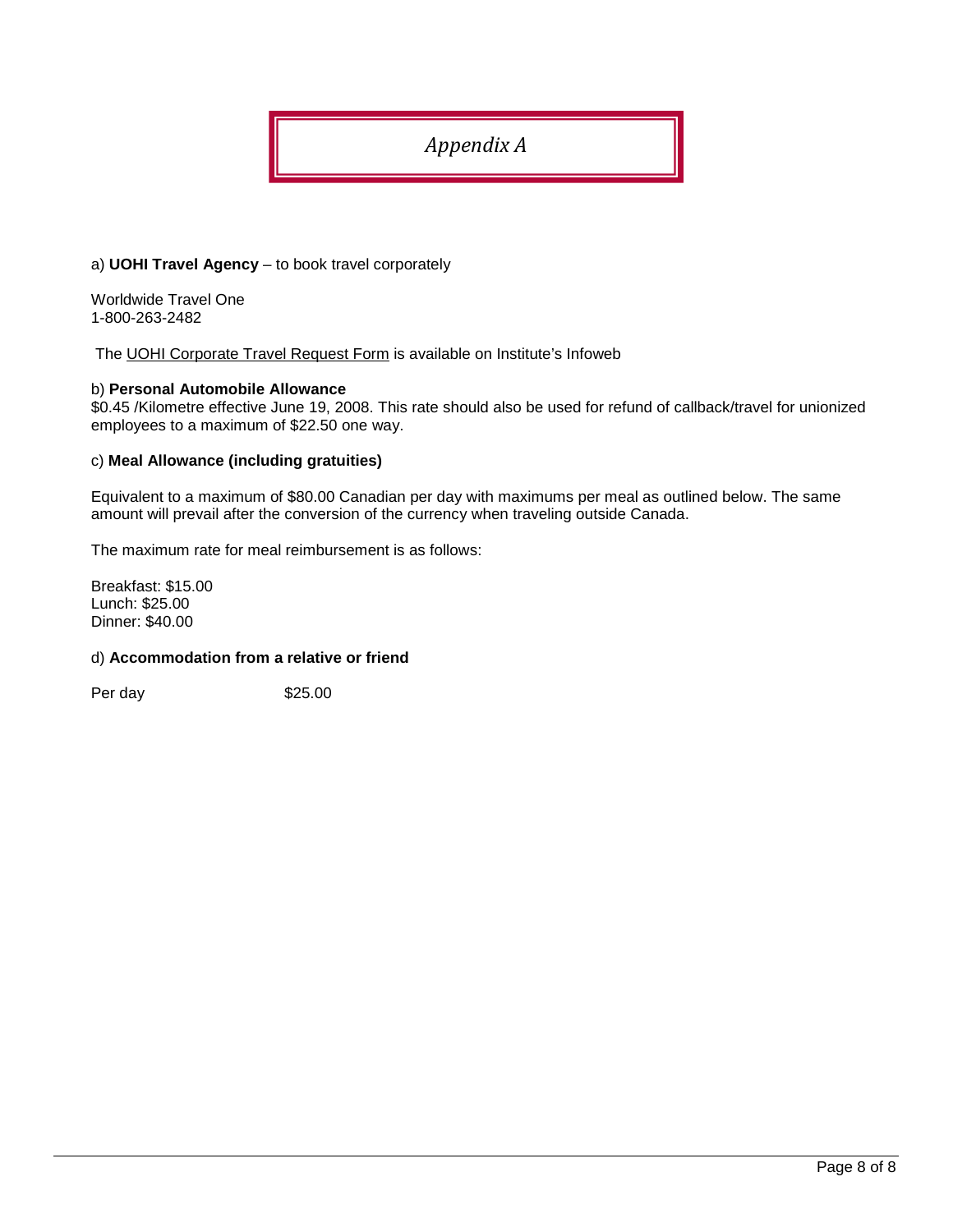# *Appendix A*

a) **UOHI Travel Agency** – to book travel corporately

Worldwide Travel One
1-800-263-2482

The UOHI Corporate Travel Request Form is available on Institute's Infoweb

b) **Personal Automobile Allowance**
$0.45 /Kilometre effective June 19, 2008. This rate should also be used for refund of callback/travel for unionized employees to a maximum of $22.50 one way.

c) **Meal Allowance (including gratuities)**

Equivalent to a maximum of $80.00 Canadian per day with maximums per meal as outlined below. The same amount will prevail after the conversion of the currency when traveling outside Canada.

The maximum rate for meal reimbursement is as follows:

Breakfast: $15.00
Lunch: $25.00
Dinner: $40.00

d) **Accommodation from a relative or friend**

Per day $25.00